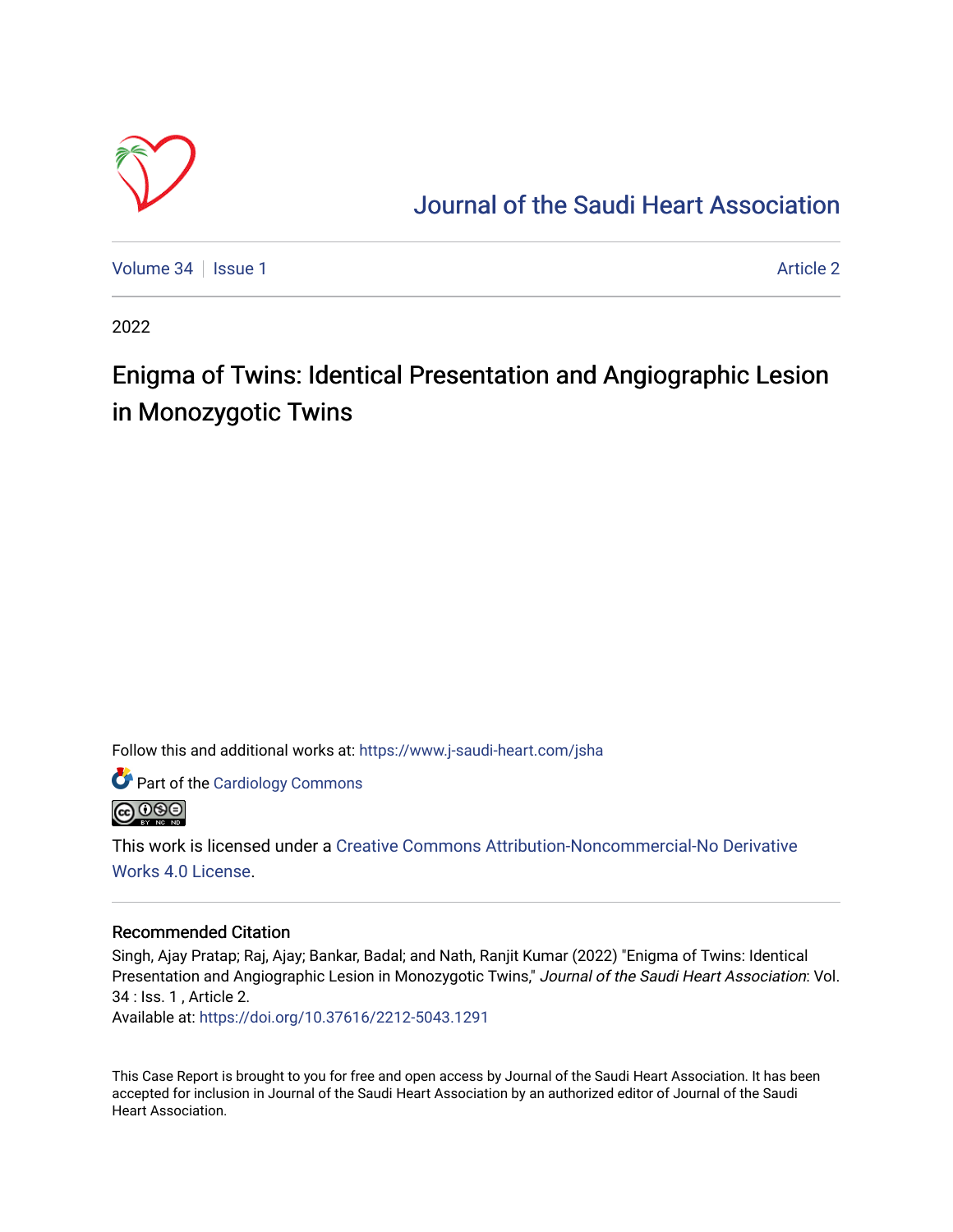# Journal of the Saudi Heart Association

Volume 34 | Issue 1 Article 2

2022

## Enigma of Twins: Identical Presentation and Angiographic Lesion in Monozygotic Twins

Follow this and additional works at: https://www.j-saudi-heart.com/jsha

Part of the Cardiology Commons

This work is licensed under a Creative Commons Attribution-Noncommercial-No Derivative Works 4.0 License.

### Recommended Citation

Singh, Ajay Pratap; Raj, Ajay; Bankar, Badal; and Nath, Ranjit Kumar (2022) "Enigma of Twins: Identical Presentation and Angiographic Lesion in Monozygotic Twins," *Journal of the Saudi Heart Association*: Vol. 34 : Iss. 1 , Article 2.
Available at: https://doi.org/10.37616/2212-5043.1291

This Case Report is brought to you for free and open access by Journal of the Saudi Heart Association. It has been accepted for inclusion in Journal of the Saudi Heart Association by an authorized editor of Journal of the Saudi Heart Association.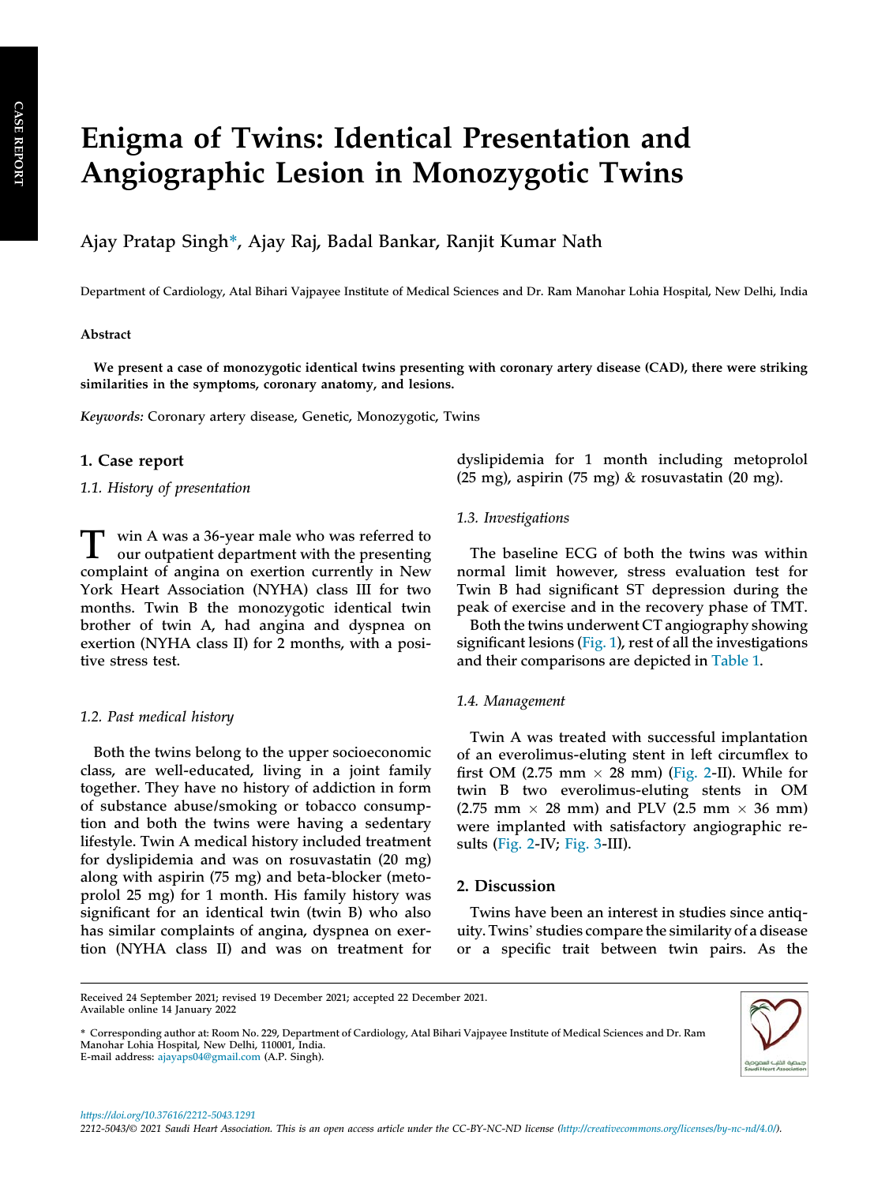# Enigma of Twins: Identical Presentation and Angiographic Lesion in Monozygotic Twins

Ajay Pratap Singh*, Ajay Raj, Badal Bankar, Ranjit Kumar Nath

Department of Cardiology, Atal Bihari Vajpayee Institute of Medical Sciences and Dr. Ram Manohar Lohia Hospital, New Delhi, India

## Abstract

**We present a case of monozygotic identical twins presenting with coronary artery disease (CAD), there were striking similarities in the symptoms, coronary anatomy, and lesions.**

*Keywords:* Coronary artery disease, Genetic, Monozygotic, Twins

## 1. Case report

### 1.1. History of presentation

Twin A was a 36-year male who was referred to our outpatient department with the presenting complaint of angina on exertion currently in New York Heart Association (NYHA) class III for two months. Twin B the monozygotic identical twin brother of twin A, had angina and dyspnea on exertion (NYHA class II) for 2 months, with a positive stress test.

### 1.2. Past medical history

Both the twins belong to the upper socioeconomic class, are well-educated, living in a joint family together. They have no history of addiction in form of substance abuse/smoking or tobacco consumption and both the twins were having a sedentary lifestyle. Twin A medical history included treatment for dyslipidemia and was on rosuvastatin (20 mg) along with aspirin (75 mg) and beta-blocker (metoprolol 25 mg) for 1 month. His family history was significant for an identical twin (twin B) who also has similar complaints of angina, dyspnea on exertion (NYHA class II) and was on treatment for dyslipidemia for 1 month including metoprolol (25 mg), aspirin (75 mg) & rosuvastatin (20 mg).

### 1.3. Investigations

The baseline ECG of both the twins was within normal limit however, stress evaluation test for Twin B had significant ST depression during the peak of exercise and in the recovery phase of TMT.

Both the twins underwent CT angiography showing significant lesions (Fig. 1), rest of all the investigations and their comparisons are depicted in Table 1.

### 1.4. Management

Twin A was treated with successful implantation of an everolimus-eluting stent in left circumflex to first OM (2.75 mm × 28 mm) (Fig. 2-II). While for twin B two everolimus-eluting stents in OM (2.75 mm × 28 mm) and PLV (2.5 mm × 36 mm) were implanted with satisfactory angiographic results (Fig. 2-IV; Fig. 3-III).

## 2. Discussion

Twins have been an interest in studies since antiquity. Twins' studies compare the similarity of a disease or a specific trait between twin pairs. As the

Received 24 September 2021; revised 19 December 2021; accepted 22 December 2021.
Available online 14 January 2022

* Corresponding author at: Room No. 229, Department of Cardiology, Atal Bihari Vajpayee Institute of Medical Sciences and Dr. Ram Manohar Lohia Hospital, New Delhi, 110001, India.
E-mail address: ajayaps04@gmail.com (A.P. Singh).

https://doi.org/10.37616/2212-5043.1291
2212-5043/© 2021 Saudi Heart Association. This is an open access article under the CC-BY-NC-ND license (http://creativecommons.org/licenses/by-nc-nd/4.0/).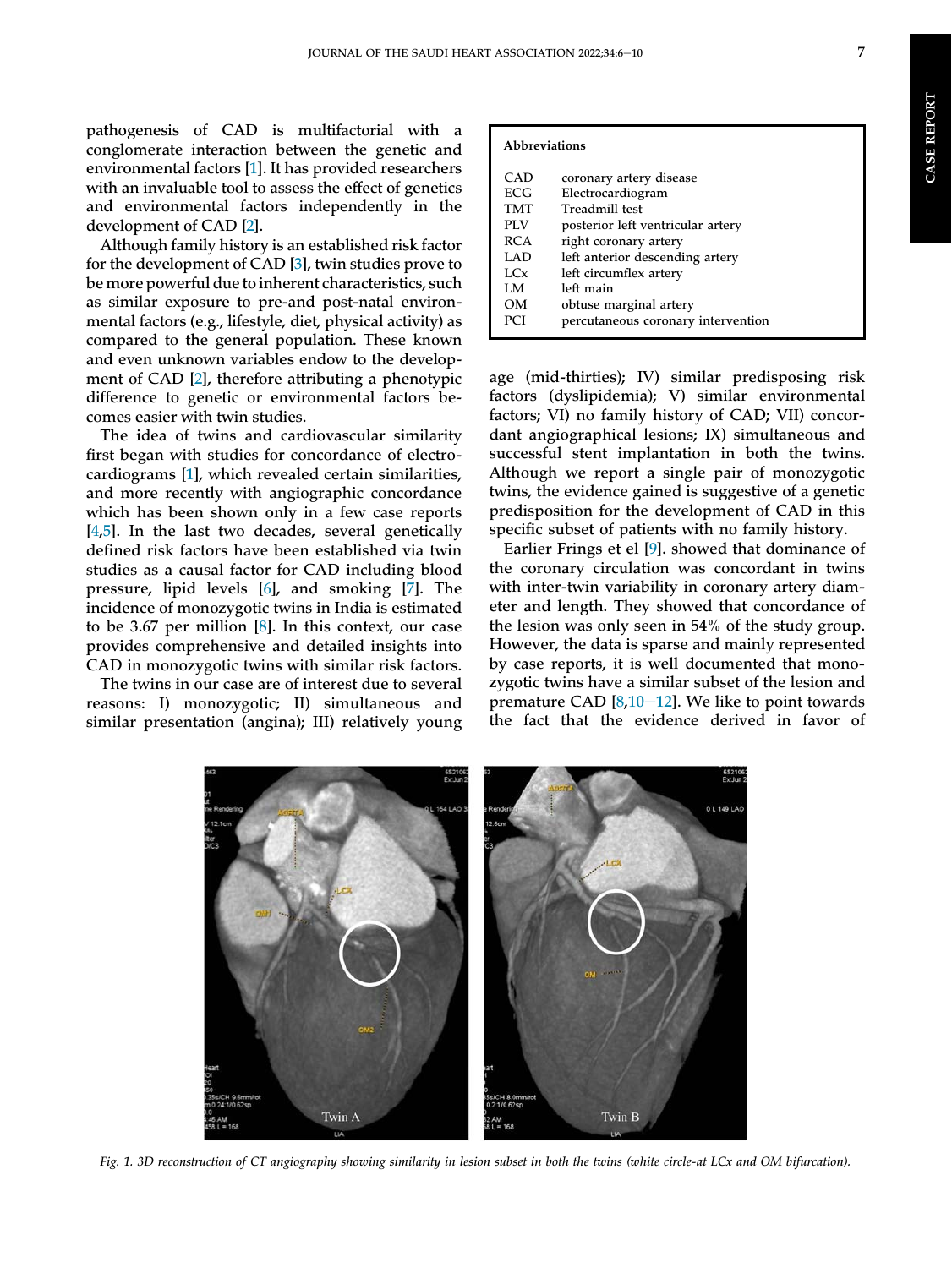pathogenesis of CAD is multifactorial with a conglomerate interaction between the genetic and environmental factors [1]. It has provided researchers with an invaluable tool to assess the effect of genetics and environmental factors independently in the development of CAD [2].

Although family history is an established risk factor for the development of CAD [3], twin studies prove to be more powerful due to inherent characteristics, such as similar exposure to pre-and post-natal environmental factors (e.g., lifestyle, diet, physical activity) as compared to the general population. These known and even unknown variables endow to the development of CAD [2], therefore attributing a phenotypic difference to genetic or environmental factors becomes easier with twin studies.

The idea of twins and cardiovascular similarity first began with studies for concordance of electrocardiograms [1], which revealed certain similarities, and more recently with angiographic concordance which has been shown only in a few case reports [4,5]. In the last two decades, several genetically defined risk factors have been established via twin studies as a causal factor for CAD including blood pressure, lipid levels [6], and smoking [7]. The incidence of monozygotic twins in India is estimated to be 3.67 per million [8]. In this context, our case provides comprehensive and detailed insights into CAD in monozygotic twins with similar risk factors.

The twins in our case are of interest due to several reasons: I) monozygotic; II) simultaneous and similar presentation (angina); III) relatively young age (mid-thirties); IV) similar predisposing risk factors (dyslipidemia); V) similar environmental factors; VI) no family history of CAD; VII) concordant angiographical lesions; IX) simultaneous and successful stent implantation in both the twins. Although we report a single pair of monozygotic twins, the evidence gained is suggestive of a genetic predisposition for the development of CAD in this specific subset of patients with no family history.

Earlier Frings et el [9]. showed that dominance of the coronary circulation was concordant in twins with inter-twin variability in coronary artery diameter and length. They showed that concordance of the lesion was only seen in 54% of the study group. However, the data is sparse and mainly represented by case reports, it is well documented that monozygotic twins have a similar subset of the lesion and premature CAD [8,10–12]. We like to point towards the fact that the evidence derived in favor of

| Abbreviations | |
|---|---|
| CAD | coronary artery disease |
| ECG | Electrocardiogram |
| TMT | Treadmill test |
| PLV | posterior left ventricular artery |
| RCA | right coronary artery |
| LAD | left anterior descending artery |
| LCx | left circumflex artery |
| LM | left main |
| OM | obtuse marginal artery |
| PCI | percutaneous coronary intervention |

*Fig. 1. 3D reconstruction of CT angiography showing similarity in lesion subset in both the twins (white circle-at LCx and OM bifurcation).*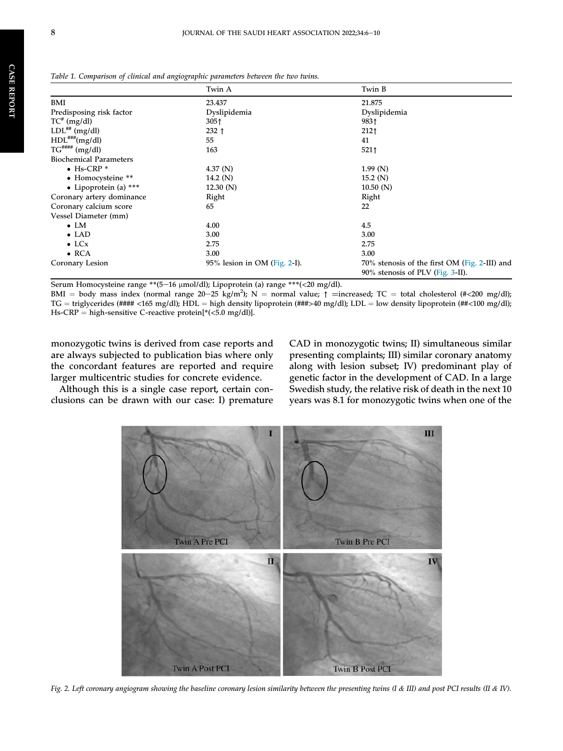Table 1. Comparison of clinical and angiographic parameters between the two twins.

| | Twin A | Twin B |
|---|---|---|
| BMI | 23.437 | 21.875 |
| Predisposing risk factor | Dyslipidemia | Dyslipidemia |
| TC[#] (mg/dl) | 305↑ | 983↑ |
| LDL[##] (mg/dl) | 232 ↑ | 212↑ |
| HDL[###](mg/dl) | 55 | 41 |
| TG[####] (mg/dl) | 163 | 521↑ |
| Biochemical Parameters | | |
| • Hs-CRP * | 4.37 (N) | 1.99 (N) |
| • Homocysteine ** | 14.2 (N) | 15.2 (N) |
| • Lipoprotein (a) *** | 12.30 (N) | 10.50 (N) |
| Coronary artery dominance | Right | Right |
| Coronary calcium score | 65 | 22 |
| Vessel Diameter (mm) | | |
| • LM | 4.00 | 4.5 |
| • LAD | 3.00 | 3.00 |
| • LCx | 2.75 | 2.75 |
| • RCA | 3.00 | 3.00 |
| Coronary Lesion | 95% lesion in OM (Fig. 2-I). | 70% stenosis of the first OM (Fig. 2-III) and 90% stenosis of PLV (Fig. 3-II). |

Serum Homocysteine range **(5–16 μmol/dl); Lipoprotein (a) range ***(<20 mg/dl).
BMI = body mass index (normal range 20–25 kg/m$^2$); N = normal value; ↑ =increased; TC = total cholesterol (#<200 mg/dl); TG = triglycerides (#### <165 mg/dl); HDL = high density lipoprotein (###>40 mg/dl); LDL = low density lipoprotein (##<100 mg/dl); Hs-CRP = high-sensitive C-reactive protein[*(<5.0 mg/dl)].

monozygotic twins is derived from case reports and are always subjected to publication bias where only the concordant features are reported and require larger multicentric studies for concrete evidence.

Although this is a single case report, certain conclusions can be drawn with our case: I) premature CAD in monozygotic twins; II) simultaneous similar presenting complaints; III) similar coronary anatomy along with lesion subset; IV) predominant play of genetic factor in the development of CAD. In a large Swedish study, the relative risk of death in the next 10 years was 8.1 for monozygotic twins when one of the

Fig. 2. Left coronary angiogram showing the baseline coronary lesion similarity between the presenting twins (I & III) and post PCI results (II & IV).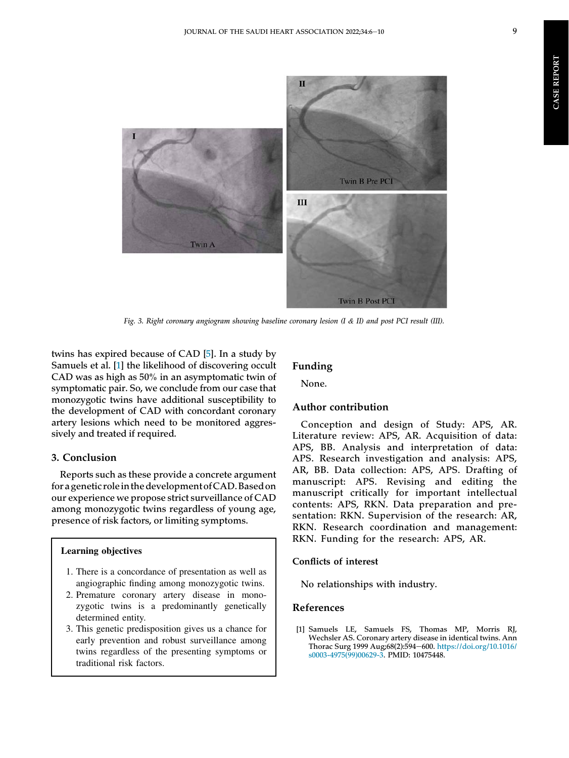Fig. 3. Right coronary angiogram showing baseline coronary lesion (I & II) and post PCI result (III).

twins has expired because of CAD [5]. In a study by Samuels et al. [1] the likelihood of discovering occult CAD was as high as 50% in an asymptomatic twin of symptomatic pair. So, we conclude from our case that monozygotic twins have additional susceptibility to the development of CAD with concordant coronary artery lesions which need to be monitored aggressively and treated if required.

## 3. Conclusion

Reports such as these provide a concrete argument for a genetic role in the development of CAD. Based on our experience we propose strict surveillance of CAD among monozygotic twins regardless of young age, presence of risk factors, or limiting symptoms.

**Learning objectives**

1. There is a concordance of presentation as well as angiographic finding among monozygotic twins.
2. Premature coronary artery disease in monozygotic twins is a predominantly genetically determined entity.
3. This genetic predisposition gives us a chance for early prevention and robust surveillance among twins regardless of the presenting symptoms or traditional risk factors.

## Funding

None.

## Author contribution

Conception and design of Study: APS, AR. Literature review: APS, AR. Acquisition of data: APS, BB. Analysis and interpretation of data: APS. Research investigation and analysis: APS, AR, BB. Data collection: APS, APS. Drafting of manuscript: APS. Revising and editing the manuscript critically for important intellectual contents: APS, RKN. Data preparation and presentation: RKN. Supervision of the research: AR, RKN. Research coordination and management: RKN. Funding for the research: APS, AR.

## Conflicts of interest

No relationships with industry.

## References

[1] Samuels LE, Samuels FS, Thomas MP, Morris RJ, Wechsler AS. Coronary artery disease in identical twins. Ann Thorac Surg 1999 Aug;68(2):594–600. https://doi.org/10.1016/s0003-4975(99)00629-3. PMID: 10475448.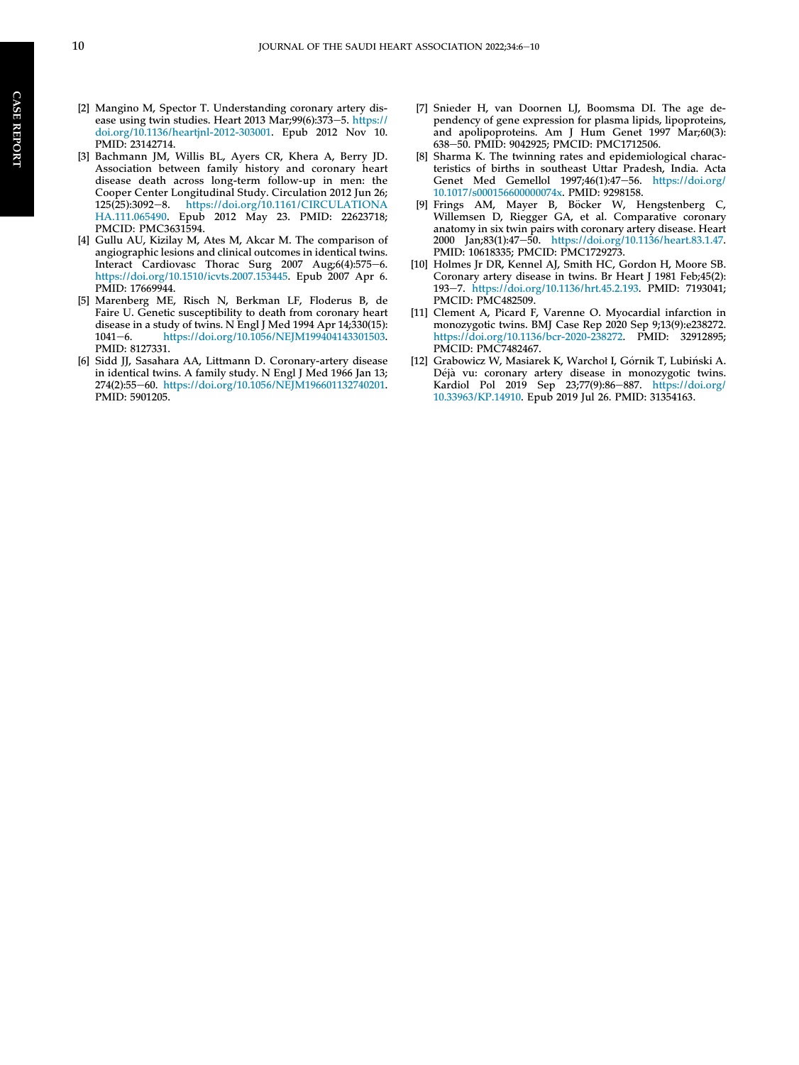[2] Mangino M, Spector T. Understanding coronary artery disease using twin studies. Heart 2013 Mar;99(6):373–5. https://doi.org/10.1136/heartjnl-2012-303001. Epub 2012 Nov 10. PMID: 23142714.

[3] Bachmann JM, Willis BL, Ayers CR, Khera A, Berry JD. Association between family history and coronary heart disease death across long-term follow-up in men: the Cooper Center Longitudinal Study. Circulation 2012 Jun 26; 125(25):3092–8. https://doi.org/10.1161/CIRCULATIONAHA.111.065490. Epub 2012 May 23. PMID: 22623718; PMCID: PMC3631594.

[4] Gullu AU, Kizilay M, Ates M, Akcar M. The comparison of angiographic lesions and clinical outcomes in identical twins. Interact Cardiovasc Thorac Surg 2007 Aug;6(4):575–6. https://doi.org/10.1510/icvts.2007.153445. Epub 2007 Apr 6. PMID: 17669944.

[5] Marenberg ME, Risch N, Berkman LF, Floderus B, de Faire U. Genetic susceptibility to death from coronary heart disease in a study of twins. N Engl J Med 1994 Apr 14;330(15): 1041–6. https://doi.org/10.1056/NEJM199404143301503. PMID: 8127331.

[6] Sidd JJ, Sasahara AA, Littmann D. Coronary-artery disease in identical twins. A family study. N Engl J Med 1966 Jan 13; 274(2):55–60. https://doi.org/10.1056/NEJM196601132740201. PMID: 5901205.

[7] Snieder H, van Doornen LJ, Boomsma DI. The age dependency of gene expression for plasma lipids, lipoproteins, and apolipoproteins. Am J Hum Genet 1997 Mar;60(3): 638–50. PMID: 9042925; PMCID: PMC1712506.

[8] Sharma K. The twinning rates and epidemiological characteristics of births in southeast Uttar Pradesh, India. Acta Genet Med Gemellol 1997;46(1):47–56. https://doi.org/10.1017/s000156600000074x. PMID: 9298158.

[9] Frings AM, Mayer B, Böcker W, Hengstenberg C, Willemsen D, Riegger GA, et al. Comparative coronary anatomy in six twin pairs with coronary artery disease. Heart 2000 Jan;83(1):47–50. https://doi.org/10.1136/heart.83.1.47. PMID: 10618335; PMCID: PMC1729273.

[10] Holmes Jr DR, Kennel AJ, Smith HC, Gordon H, Moore SB. Coronary artery disease in twins. Br Heart J 1981 Feb;45(2): 193–7. https://doi.org/10.1136/hrt.45.2.193. PMID: 7193041; PMCID: PMC482509.

[11] Clement A, Picard F, Varenne O. Myocardial infarction in monozygotic twins. BMJ Case Rep 2020 Sep 9;13(9):e238272. https://doi.org/10.1136/bcr-2020-238272. PMID: 32912895; PMCID: PMC7482467.

[12] Grabowicz W, Masiarek K, Warchoł I, Górnik T, Lubiński A. Déjà vu: coronary artery disease in monozygotic twins. Kardiol Pol 2019 Sep 23;77(9):86–887. https://doi.org/10.33963/KP.14910. Epub 2019 Jul 26. PMID: 31354163.